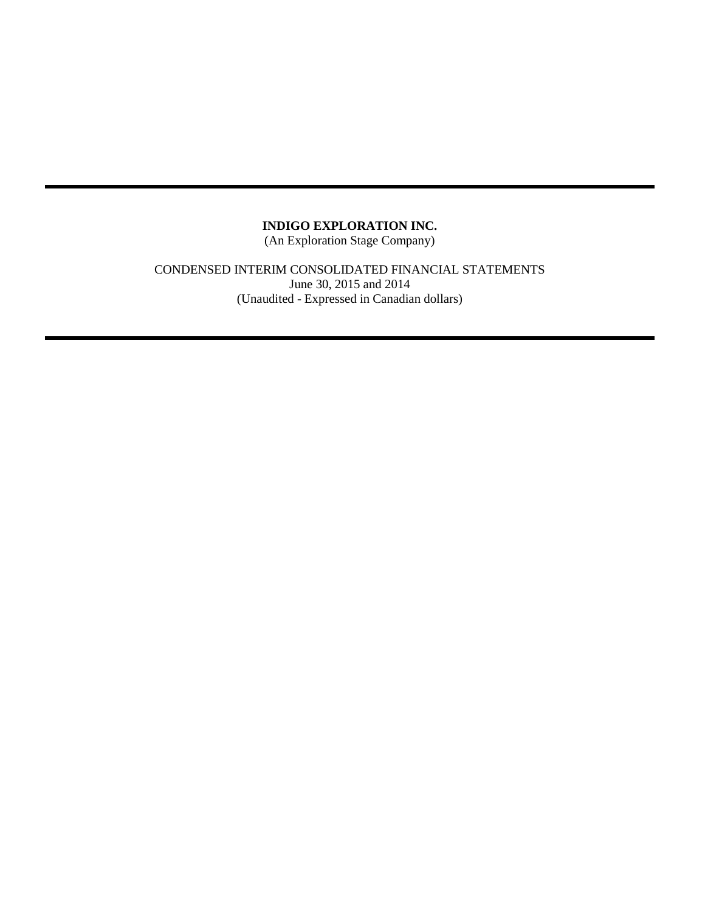**INDIGO EXPLORATION INC.**

(An Exploration Stage Company)

CONDENSED INTERIM CONSOLIDATED FINANCIAL STATEMENTS

June 30, 2015 and 2014

(Unaudited - Expressed in Canadian dollars)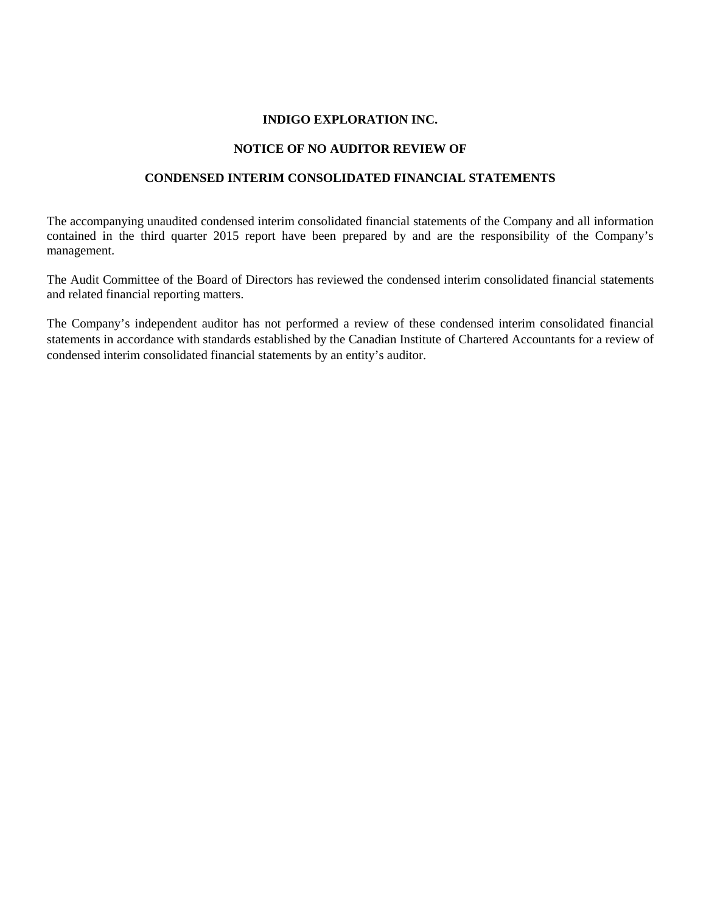# INDIGO EXPLORATION INC.

## NOTICE OF NO AUDITOR REVIEW OF

## CONDENSED INTERIM CONSOLIDATED FINANCIAL STATEMENTS

The accompanying unaudited condensed interim consolidated financial statements of the Company and all information contained in the third quarter 2015 report have been prepared by and are the responsibility of the Company's management.

The Audit Committee of the Board of Directors has reviewed the condensed interim consolidated financial statements and related financial reporting matters.

The Company's independent auditor has not performed a review of these condensed interim consolidated financial statements in accordance with standards established by the Canadian Institute of Chartered Accountants for a review of condensed interim consolidated financial statements by an entity's auditor.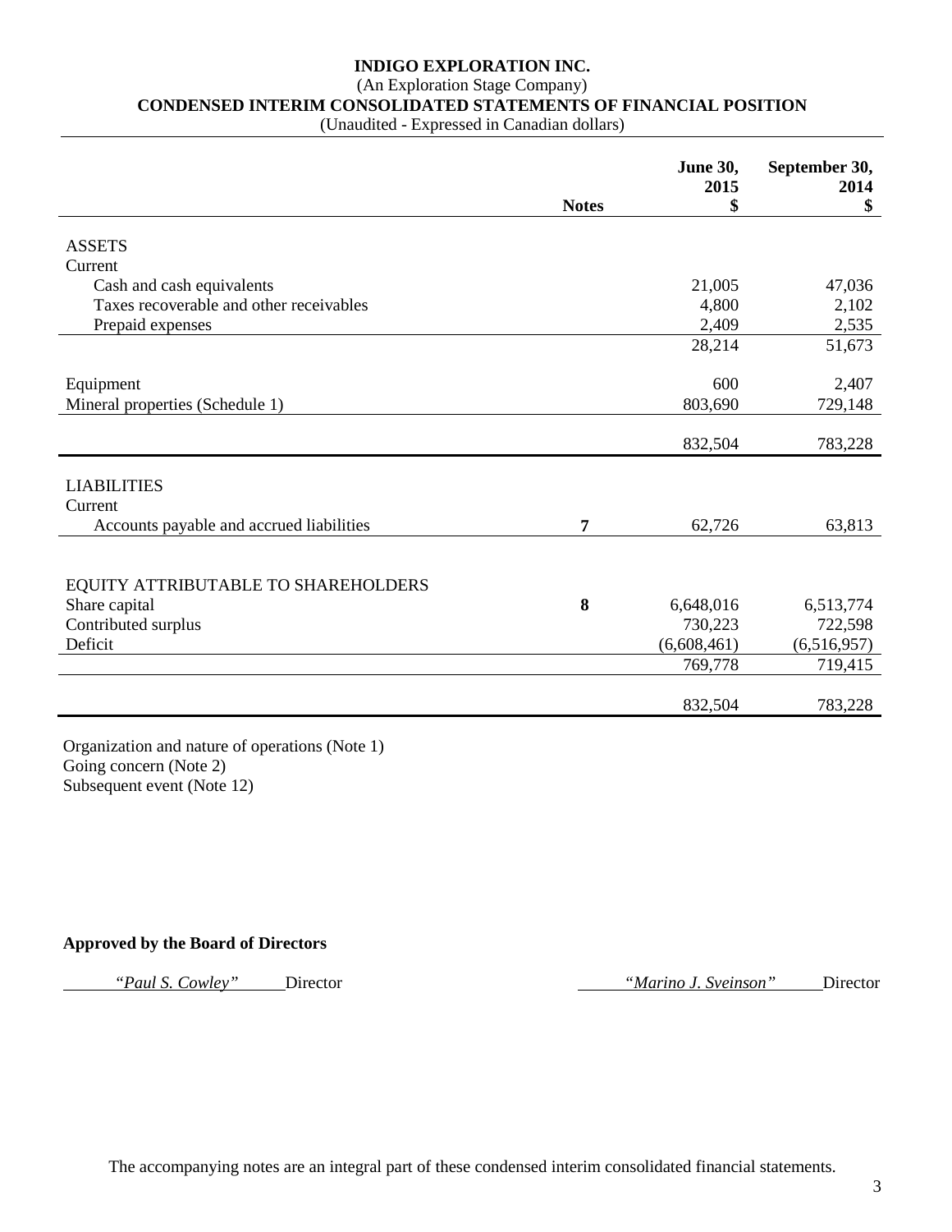# INDIGO EXPLORATION INC.

(An Exploration Stage Company)

**CONDENSED INTERIM CONSOLIDATED STATEMENTS OF FINANCIAL POSITION**

(Unaudited - Expressed in Canadian dollars)

| | Notes | June 30, 2015 $ | September 30, 2014 $ |
|---|---|---|---|
| ASSETS | | | |
| Current | | | |
| Cash and cash equivalents | | 21,005 | 47,036 |
| Taxes recoverable and other receivables | | 4,800 | 2,102 |
| Prepaid expenses | | 2,409 | 2,535 |
| | | 28,214 | 51,673 |
| Equipment | | 600 | 2,407 |
| Mineral properties (Schedule 1) | | 803,690 | 729,148 |
| | | 832,504 | 783,228 |
| LIABILITIES | | | |
| Current | | | |
| Accounts payable and accrued liabilities | 7 | 62,726 | 63,813 |
| EQUITY ATTRIBUTABLE TO SHAREHOLDERS | | | |
| Share capital | 8 | 6,648,016 | 6,513,774 |
| Contributed surplus | | 730,223 | 722,598 |
| Deficit | | (6,608,461) | (6,516,957) |
| | | 769,778 | 719,415 |
| | | 832,504 | 783,228 |

Organization and nature of operations (Note 1)
Going concern (Note 2)
Subsequent event (Note 12)

**Approved by the Board of Directors**

*"Paul S. Cowley"* Director　　　　*"Marino J. Sveinson"* Director

The accompanying notes are an integral part of these condensed interim consolidated financial statements.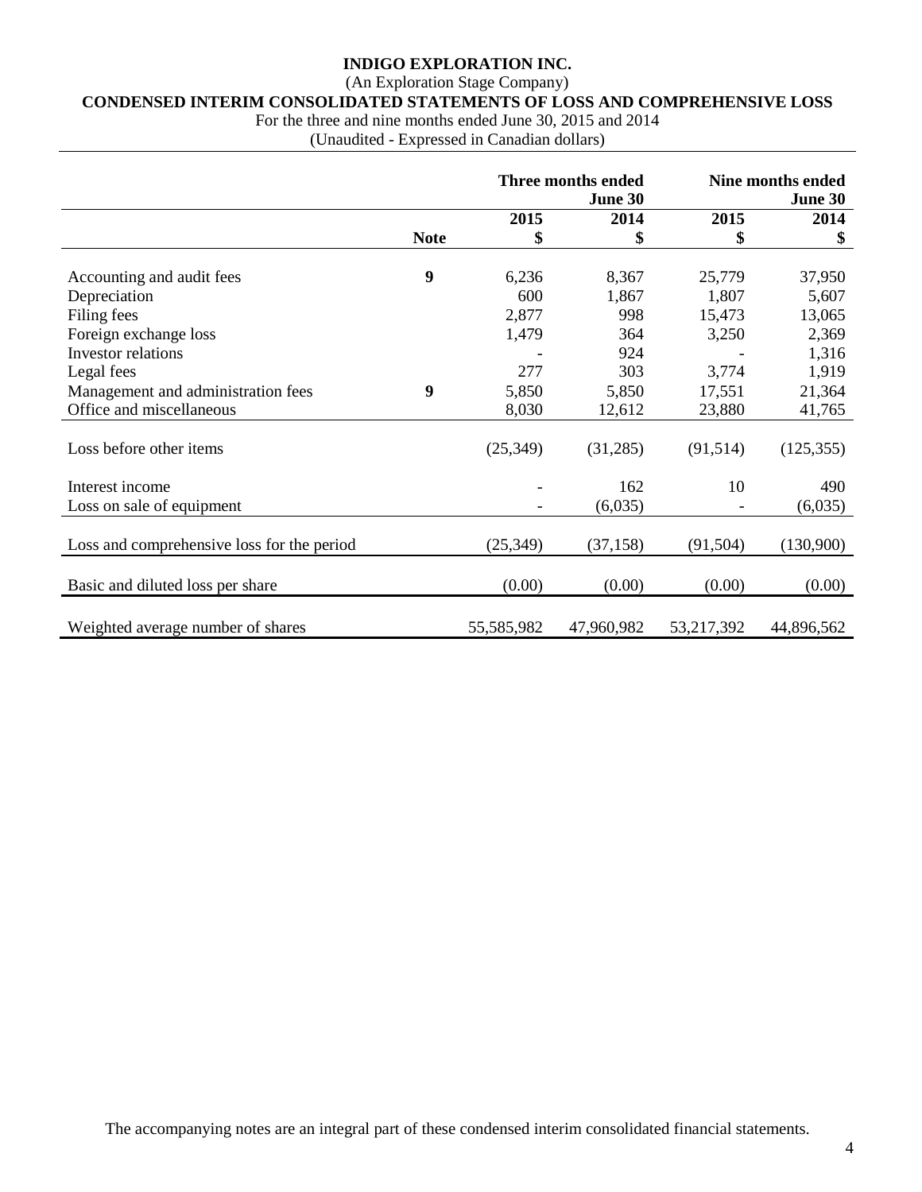# INDIGO EXPLORATION INC.

(An Exploration Stage Company)

**CONDENSED INTERIM CONSOLIDATED STATEMENTS OF LOSS AND COMPREHENSIVE LOSS**

For the three and nine months ended June 30, 2015 and 2014

(Unaudited - Expressed in Canadian dollars)

| | | Three months ended June 30 | | Nine months ended June 30 | |
|---|---|---|---|---|---|
| | | 2015 | 2014 | 2015 | 2014 |
| | **Note** | **$** | **$** | **$** | **$** |
| Accounting and audit fees | 9 | 6,236 | 8,367 | 25,779 | 37,950 |
| Depreciation | | 600 | 1,867 | 1,807 | 5,607 |
| Filing fees | | 2,877 | 998 | 15,473 | 13,065 |
| Foreign exchange loss | | 1,479 | 364 | 3,250 | 2,369 |
| Investor relations | | - | 924 | - | 1,316 |
| Legal fees | | 277 | 303 | 3,774 | 1,919 |
| Management and administration fees | 9 | 5,850 | 5,850 | 17,551 | 21,364 |
| Office and miscellaneous | | 8,030 | 12,612 | 23,880 | 41,765 |
| Loss before other items | | (25,349) | (31,285) | (91,514) | (125,355) |
| Interest income | | - | 162 | 10 | 490 |
| Loss on sale of equipment | | - | (6,035) | - | (6,035) |
| Loss and comprehensive loss for the period | | (25,349) | (37,158) | (91,504) | (130,900) |
| Basic and diluted loss per share | | (0.00) | (0.00) | (0.00) | (0.00) |
| Weighted average number of shares | | 55,585,982 | 47,960,982 | 53,217,392 | 44,896,562 |

The accompanying notes are an integral part of these condensed interim consolidated financial statements.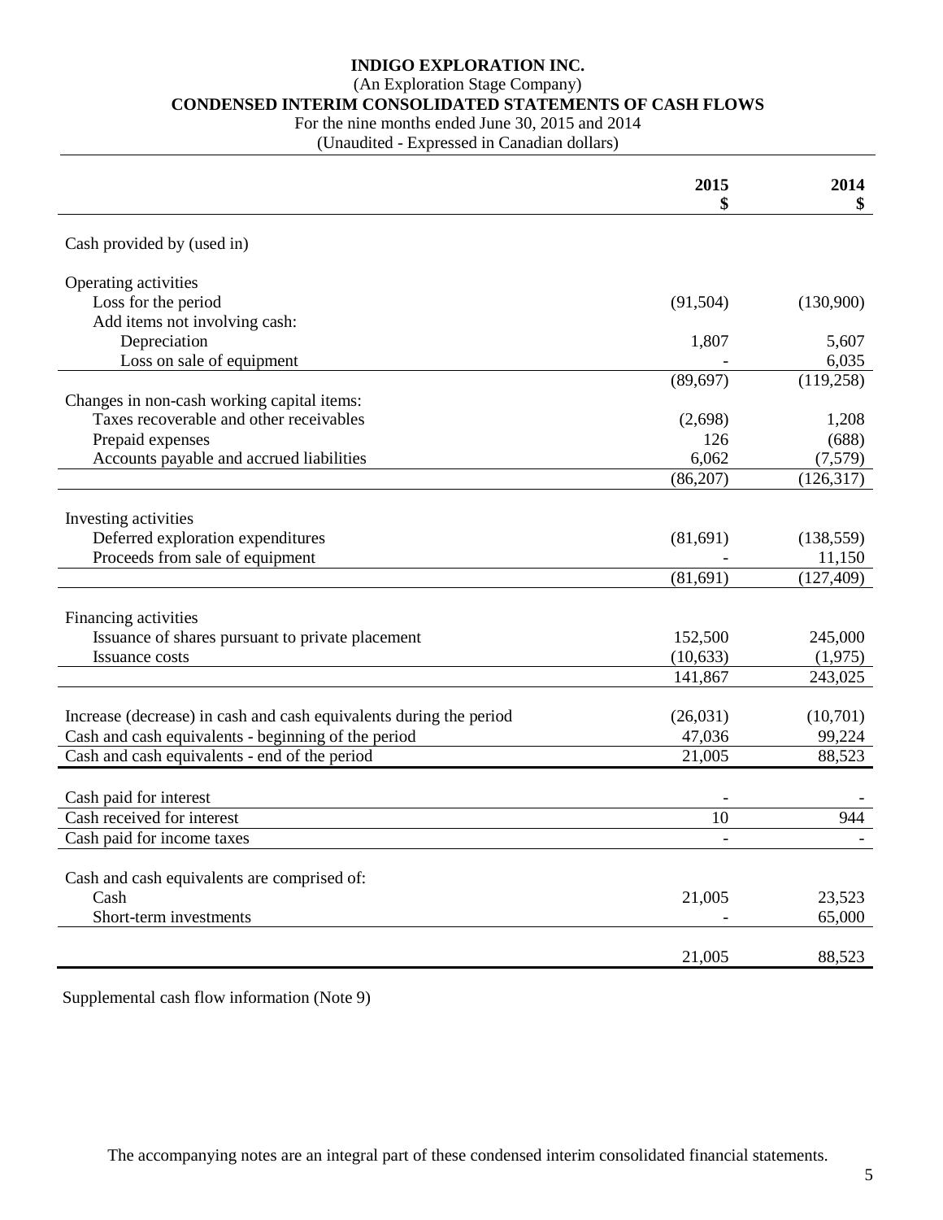# INDIGO EXPLORATION INC.

(An Exploration Stage Company)

## CONDENSED INTERIM CONSOLIDATED STATEMENTS OF CASH FLOWS

For the nine months ended June 30, 2015 and 2014

(Unaudited - Expressed in Canadian dollars)

| | 2015 $ | 2014 $ |
|---|---|---|
| Cash provided by (used in) | | |
| Operating activities | | |
| Loss for the period | (91,504) | (130,900) |
| Add items not involving cash: | | |
| Depreciation | 1,807 | 5,607 |
| Loss on sale of equipment | - | 6,035 |
| | (89,697) | (119,258) |
| Changes in non-cash working capital items: | | |
| Taxes recoverable and other receivables | (2,698) | 1,208 |
| Prepaid expenses | 126 | (688) |
| Accounts payable and accrued liabilities | 6,062 | (7,579) |
| | (86,207) | (126,317) |
| Investing activities | | |
| Deferred exploration expenditures | (81,691) | (138,559) |
| Proceeds from sale of equipment | - | 11,150 |
| | (81,691) | (127,409) |
| Financing activities | | |
| Issuance of shares pursuant to private placement | 152,500 | 245,000 |
| Issuance costs | (10,633) | (1,975) |
| | 141,867 | 243,025 |
| Increase (decrease) in cash and cash equivalents during the period | (26,031) | (10,701) |
| Cash and cash equivalents - beginning of the period | 47,036 | 99,224 |
| Cash and cash equivalents - end of the period | 21,005 | 88,523 |
| Cash paid for interest | - | - |
| Cash received for interest | 10 | 944 |
| Cash paid for income taxes | - | - |
| Cash and cash equivalents are comprised of: | | |
| Cash | 21,005 | 23,523 |
| Short-term investments | - | 65,000 |
| | 21,005 | 88,523 |

Supplemental cash flow information (Note 9)

The accompanying notes are an integral part of these condensed interim consolidated financial statements.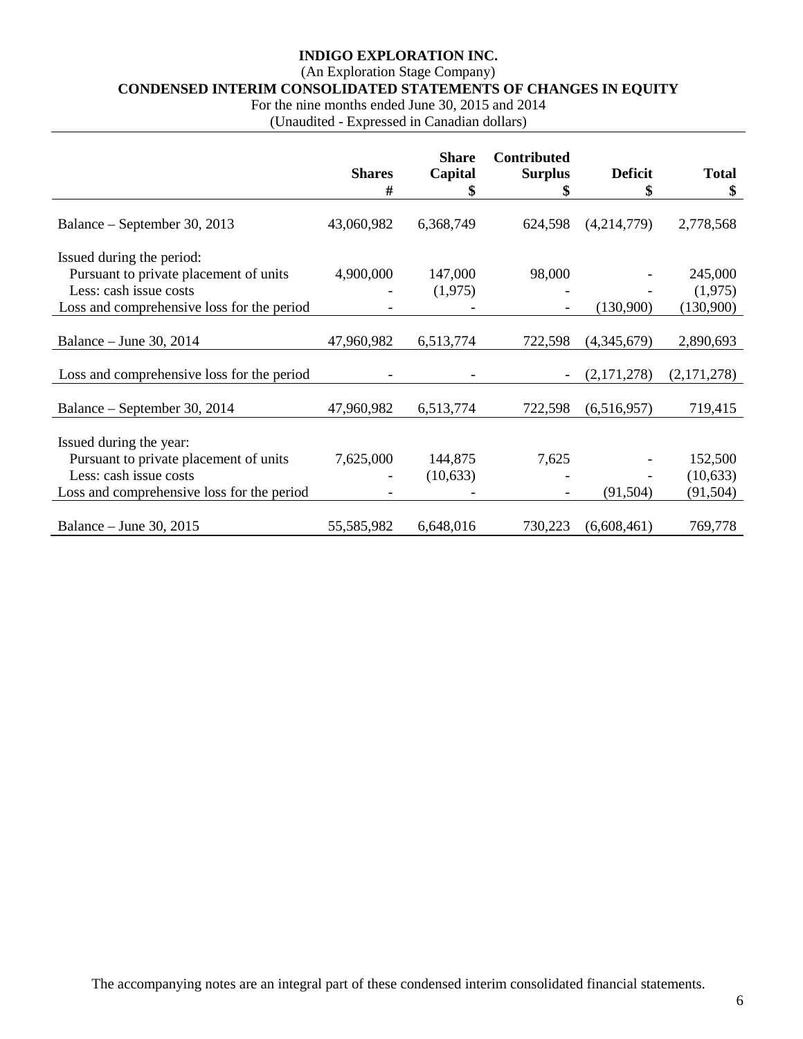**INDIGO EXPLORATION INC.**
(An Exploration Stage Company)
**CONDENSED INTERIM CONSOLIDATED STATEMENTS OF CHANGES IN EQUITY**
For the nine months ended June 30, 2015 and 2014
(Unaudited - Expressed in Canadian dollars)

| | **Shares** # | **Share Capital** $ | **Contributed Surplus** $ | **Deficit** $ | **Total** $ |
|---|---|---|---|---|---|
| Balance – September 30, 2013 | 43,060,982 | 6,368,749 | 624,598 | (4,214,779) | 2,778,568 |
| Issued during the period: | | | | | |
| Pursuant to private placement of units | 4,900,000 | 147,000 | 98,000 | - | 245,000 |
| Less: cash issue costs | - | (1,975) | - | - | (1,975) |
| Loss and comprehensive loss for the period | - | - | - | (130,900) | (130,900) |
| Balance – June 30, 2014 | 47,960,982 | 6,513,774 | 722,598 | (4,345,679) | 2,890,693 |
| Loss and comprehensive loss for the period | - | - | - | (2,171,278) | (2,171,278) |
| Balance – September 30, 2014 | 47,960,982 | 6,513,774 | 722,598 | (6,516,957) | 719,415 |
| Issued during the year: | | | | | |
| Pursuant to private placement of units | 7,625,000 | 144,875 | 7,625 | - | 152,500 |
| Less: cash issue costs | - | (10,633) | - | - | (10,633) |
| Loss and comprehensive loss for the period | - | - | - | (91,504) | (91,504) |
| Balance – June 30, 2015 | 55,585,982 | 6,648,016 | 730,223 | (6,608,461) | 769,778 |

The accompanying notes are an integral part of these condensed interim consolidated financial statements.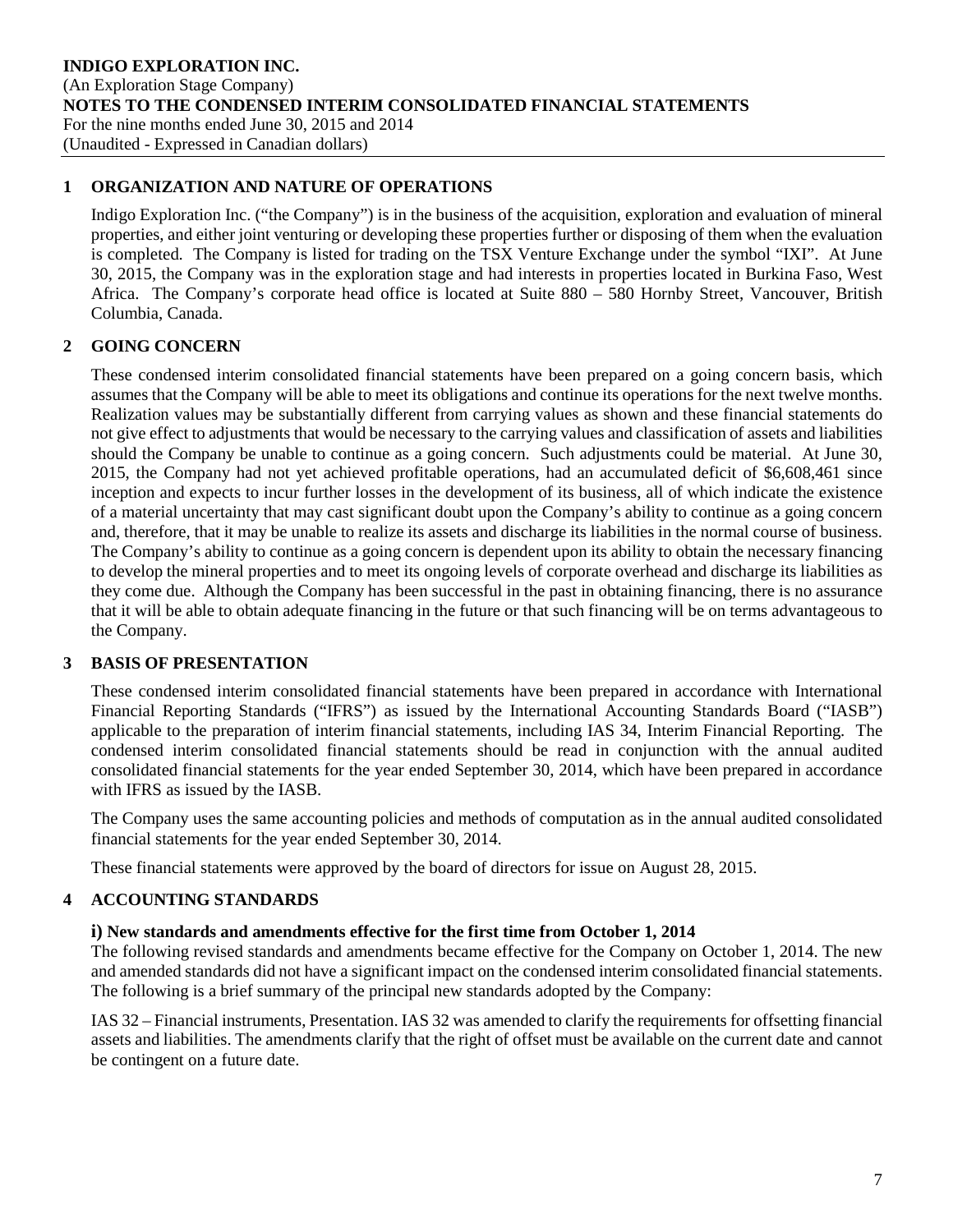## 1 ORGANIZATION AND NATURE OF OPERATIONS

Indigo Exploration Inc. ("the Company") is in the business of the acquisition, exploration and evaluation of mineral properties, and either joint venturing or developing these properties further or disposing of them when the evaluation is completed. The Company is listed for trading on the TSX Venture Exchange under the symbol "IXI". At June 30, 2015, the Company was in the exploration stage and had interests in properties located in Burkina Faso, West Africa. The Company's corporate head office is located at Suite 880 – 580 Hornby Street, Vancouver, British Columbia, Canada.

## 2 GOING CONCERN

These condensed interim consolidated financial statements have been prepared on a going concern basis, which assumes that the Company will be able to meet its obligations and continue its operations for the next twelve months. Realization values may be substantially different from carrying values as shown and these financial statements do not give effect to adjustments that would be necessary to the carrying values and classification of assets and liabilities should the Company be unable to continue as a going concern. Such adjustments could be material. At June 30, 2015, the Company had not yet achieved profitable operations, had an accumulated deficit of $6,608,461 since inception and expects to incur further losses in the development of its business, all of which indicate the existence of a material uncertainty that may cast significant doubt upon the Company's ability to continue as a going concern and, therefore, that it may be unable to realize its assets and discharge its liabilities in the normal course of business. The Company's ability to continue as a going concern is dependent upon its ability to obtain the necessary financing to develop the mineral properties and to meet its ongoing levels of corporate overhead and discharge its liabilities as they come due. Although the Company has been successful in the past in obtaining financing, there is no assurance that it will be able to obtain adequate financing in the future or that such financing will be on terms advantageous to the Company.

## 3 BASIS OF PRESENTATION

These condensed interim consolidated financial statements have been prepared in accordance with International Financial Reporting Standards ("IFRS") as issued by the International Accounting Standards Board ("IASB") applicable to the preparation of interim financial statements, including IAS 34, Interim Financial Reporting. The condensed interim consolidated financial statements should be read in conjunction with the annual audited consolidated financial statements for the year ended September 30, 2014, which have been prepared in accordance with IFRS as issued by the IASB.

The Company uses the same accounting policies and methods of computation as in the annual audited consolidated financial statements for the year ended September 30, 2014.

These financial statements were approved by the board of directors for issue on August 28, 2015.

## 4 ACCOUNTING STANDARDS

### i) New standards and amendments effective for the first time from October 1, 2014

The following revised standards and amendments became effective for the Company on October 1, 2014. The new and amended standards did not have a significant impact on the condensed interim consolidated financial statements. The following is a brief summary of the principal new standards adopted by the Company:

IAS 32 – Financial instruments, Presentation. IAS 32 was amended to clarify the requirements for offsetting financial assets and liabilities. The amendments clarify that the right of offset must be available on the current date and cannot be contingent on a future date.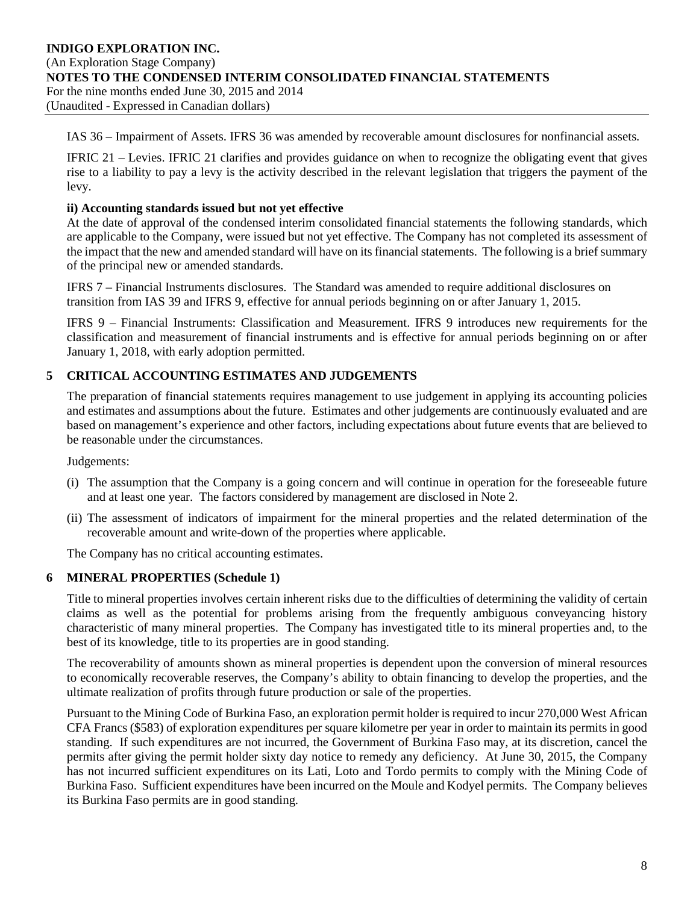IAS 36 – Impairment of Assets. IFRS 36 was amended by recoverable amount disclosures for nonfinancial assets.

IFRIC 21 – Levies. IFRIC 21 clarifies and provides guidance on when to recognize the obligating event that gives rise to a liability to pay a levy is the activity described in the relevant legislation that triggers the payment of the levy.

**ii) Accounting standards issued but not yet effective**

At the date of approval of the condensed interim consolidated financial statements the following standards, which are applicable to the Company, were issued but not yet effective. The Company has not completed its assessment of the impact that the new and amended standard will have on its financial statements. The following is a brief summary of the principal new or amended standards.

IFRS 7 – Financial Instruments disclosures. The Standard was amended to require additional disclosures on transition from IAS 39 and IFRS 9, effective for annual periods beginning on or after January 1, 2015.

IFRS 9 – Financial Instruments: Classification and Measurement. IFRS 9 introduces new requirements for the classification and measurement of financial instruments and is effective for annual periods beginning on or after January 1, 2018, with early adoption permitted.

## 5 CRITICAL ACCOUNTING ESTIMATES AND JUDGEMENTS

The preparation of financial statements requires management to use judgement in applying its accounting policies and estimates and assumptions about the future. Estimates and other judgements are continuously evaluated and are based on management's experience and other factors, including expectations about future events that are believed to be reasonable under the circumstances.

Judgements:

(i) The assumption that the Company is a going concern and will continue in operation for the foreseeable future and at least one year. The factors considered by management are disclosed in Note 2.

(ii) The assessment of indicators of impairment for the mineral properties and the related determination of the recoverable amount and write-down of the properties where applicable.

The Company has no critical accounting estimates.

## 6 MINERAL PROPERTIES (Schedule 1)

Title to mineral properties involves certain inherent risks due to the difficulties of determining the validity of certain claims as well as the potential for problems arising from the frequently ambiguous conveyancing history characteristic of many mineral properties. The Company has investigated title to its mineral properties and, to the best of its knowledge, title to its properties are in good standing.

The recoverability of amounts shown as mineral properties is dependent upon the conversion of mineral resources to economically recoverable reserves, the Company's ability to obtain financing to develop the properties, and the ultimate realization of profits through future production or sale of the properties.

Pursuant to the Mining Code of Burkina Faso, an exploration permit holder is required to incur 270,000 West African CFA Francs ($583) of exploration expenditures per square kilometre per year in order to maintain its permits in good standing. If such expenditures are not incurred, the Government of Burkina Faso may, at its discretion, cancel the permits after giving the permit holder sixty day notice to remedy any deficiency. At June 30, 2015, the Company has not incurred sufficient expenditures on its Lati, Loto and Tordo permits to comply with the Mining Code of Burkina Faso. Sufficient expenditures have been incurred on the Moule and Kodyel permits. The Company believes its Burkina Faso permits are in good standing.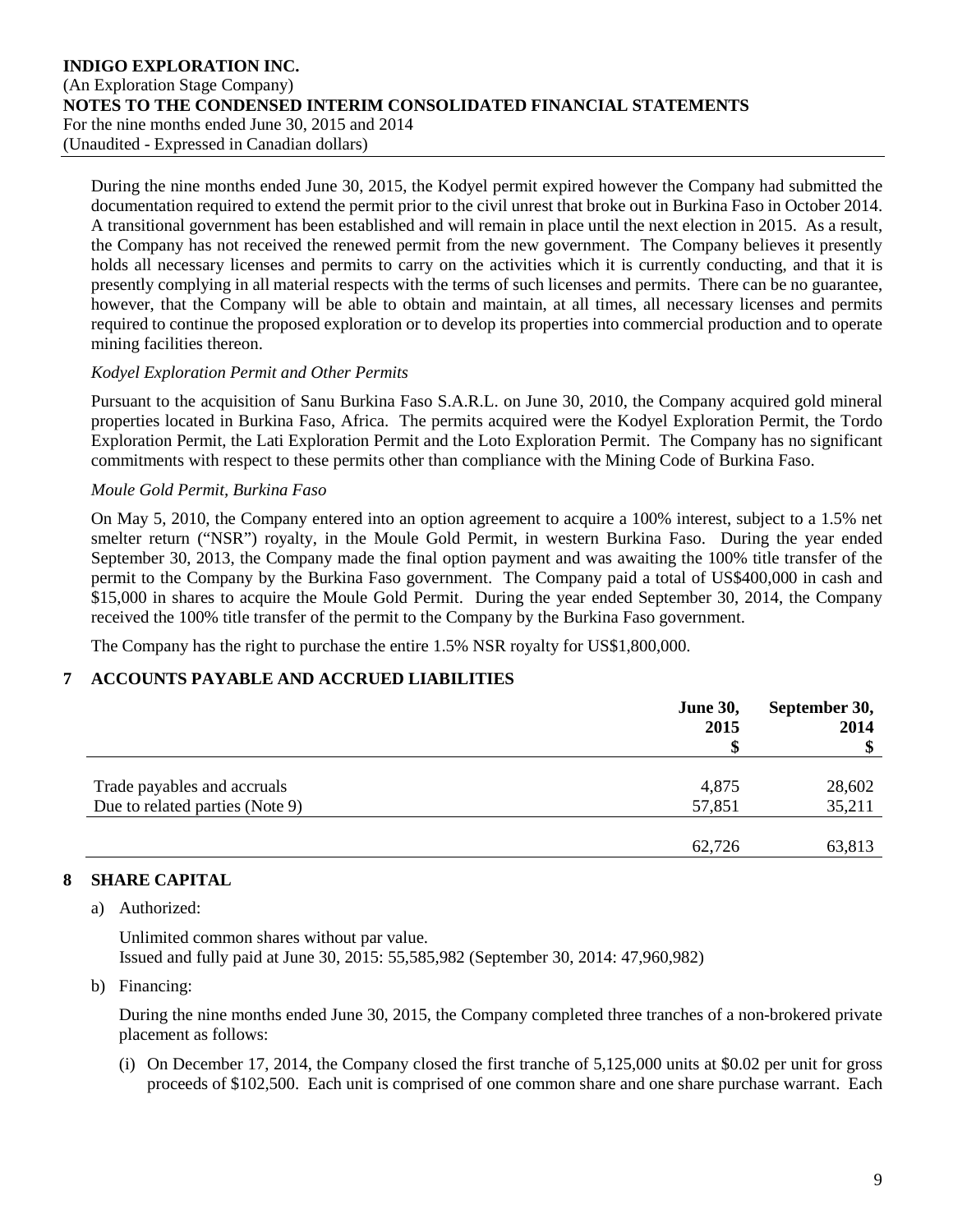During the nine months ended June 30, 2015, the Kodyel permit expired however the Company had submitted the documentation required to extend the permit prior to the civil unrest that broke out in Burkina Faso in October 2014. A transitional government has been established and will remain in place until the next election in 2015. As a result, the Company has not received the renewed permit from the new government. The Company believes it presently holds all necessary licenses and permits to carry on the activities which it is currently conducting, and that it is presently complying in all material respects with the terms of such licenses and permits. There can be no guarantee, however, that the Company will be able to obtain and maintain, at all times, all necessary licenses and permits required to continue the proposed exploration or to develop its properties into commercial production and to operate mining facilities thereon.

*Kodyel Exploration Permit and Other Permits*

Pursuant to the acquisition of Sanu Burkina Faso S.A.R.L. on June 30, 2010, the Company acquired gold mineral properties located in Burkina Faso, Africa. The permits acquired were the Kodyel Exploration Permit, the Tordo Exploration Permit, the Lati Exploration Permit and the Loto Exploration Permit. The Company has no significant commitments with respect to these permits other than compliance with the Mining Code of Burkina Faso.

*Moule Gold Permit, Burkina Faso*

On May 5, 2010, the Company entered into an option agreement to acquire a 100% interest, subject to a 1.5% net smelter return ("NSR") royalty, in the Moule Gold Permit, in western Burkina Faso. During the year ended September 30, 2013, the Company made the final option payment and was awaiting the 100% title transfer of the permit to the Company by the Burkina Faso government. The Company paid a total of US$400,000 in cash and $15,000 in shares to acquire the Moule Gold Permit. During the year ended September 30, 2014, the Company received the 100% title transfer of the permit to the Company by the Burkina Faso government.

The Company has the right to purchase the entire 1.5% NSR royalty for US$1,800,000.

## 7 ACCOUNTS PAYABLE AND ACCRUED LIABILITIES

| | June 30, 2015 $ | September 30, 2014 $ |
|---|---|---|
| Trade payables and accruals | 4,875 | 28,602 |
| Due to related parties (Note 9) | 57,851 | 35,211 |
| | 62,726 | 63,813 |

## 8 SHARE CAPITAL

a) Authorized:

Unlimited common shares without par value.
Issued and fully paid at June 30, 2015: 55,585,982 (September 30, 2014: 47,960,982)

b) Financing:

During the nine months ended June 30, 2015, the Company completed three tranches of a non-brokered private placement as follows:

(i) On December 17, 2014, the Company closed the first tranche of 5,125,000 units at $0.02 per unit for gross proceeds of $102,500. Each unit is comprised of one common share and one share purchase warrant. Each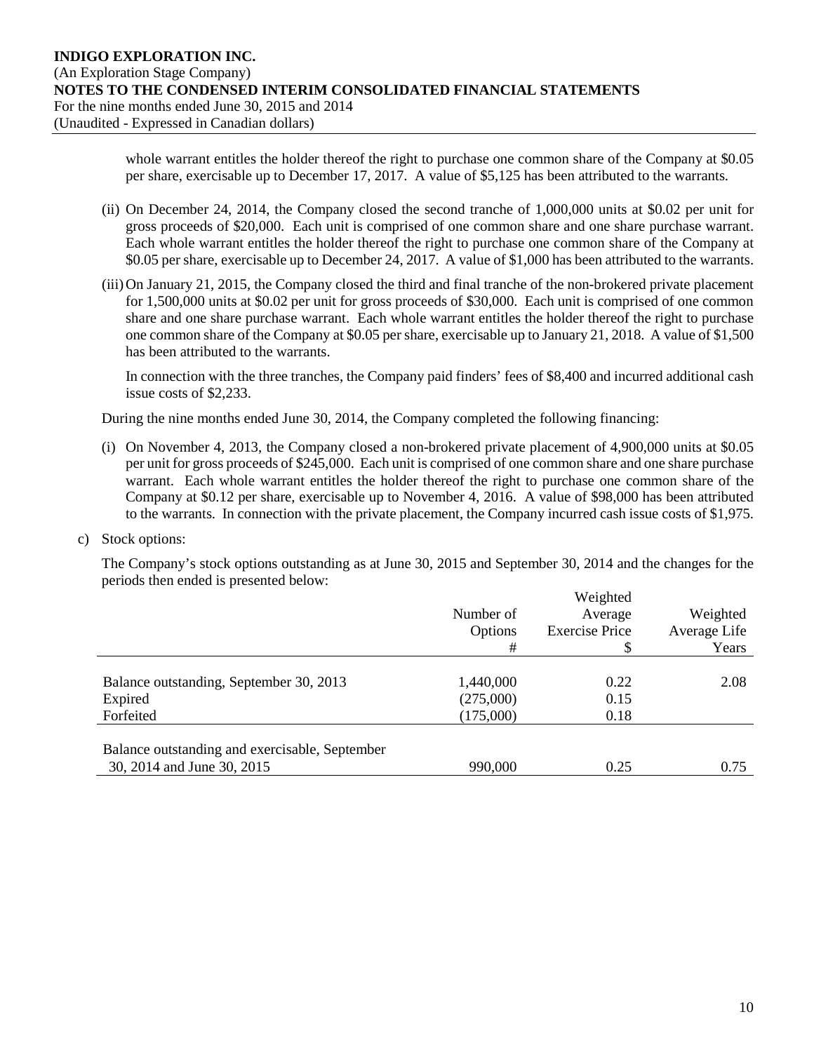whole warrant entitles the holder thereof the right to purchase one common share of the Company at $0.05 per share, exercisable up to December 17, 2017. A value of $5,125 has been attributed to the warrants.

(ii) On December 24, 2014, the Company closed the second tranche of 1,000,000 units at $0.02 per unit for gross proceeds of $20,000. Each unit is comprised of one common share and one share purchase warrant. Each whole warrant entitles the holder thereof the right to purchase one common share of the Company at $0.05 per share, exercisable up to December 24, 2017. A value of $1,000 has been attributed to the warrants.

(iii) On January 21, 2015, the Company closed the third and final tranche of the non-brokered private placement for 1,500,000 units at $0.02 per unit for gross proceeds of $30,000. Each unit is comprised of one common share and one share purchase warrant. Each whole warrant entitles the holder thereof the right to purchase one common share of the Company at $0.05 per share, exercisable up to January 21, 2018. A value of $1,500 has been attributed to the warrants.

In connection with the three tranches, the Company paid finders' fees of $8,400 and incurred additional cash issue costs of $2,233.

During the nine months ended June 30, 2014, the Company completed the following financing:

(i) On November 4, 2013, the Company closed a non-brokered private placement of 4,900,000 units at $0.05 per unit for gross proceeds of $245,000. Each unit is comprised of one common share and one share purchase warrant. Each whole warrant entitles the holder thereof the right to purchase one common share of the Company at $0.12 per share, exercisable up to November 4, 2016. A value of $98,000 has been attributed to the warrants. In connection with the private placement, the Company incurred cash issue costs of $1,975.

c) Stock options:

The Company's stock options outstanding as at June 30, 2015 and September 30, 2014 and the changes for the periods then ended is presented below:

| | Number of Options # | Weighted Average Exercise Price $ | Weighted Average Life Years |
|---|---|---|---|
| Balance outstanding, September 30, 2013 | 1,440,000 | 0.22 | 2.08 |
| Expired | (275,000) | 0.15 | |
| Forfeited | (175,000) | 0.18 | |
| Balance outstanding and exercisable, September 30, 2014 and June 30, 2015 | 990,000 | 0.25 | 0.75 |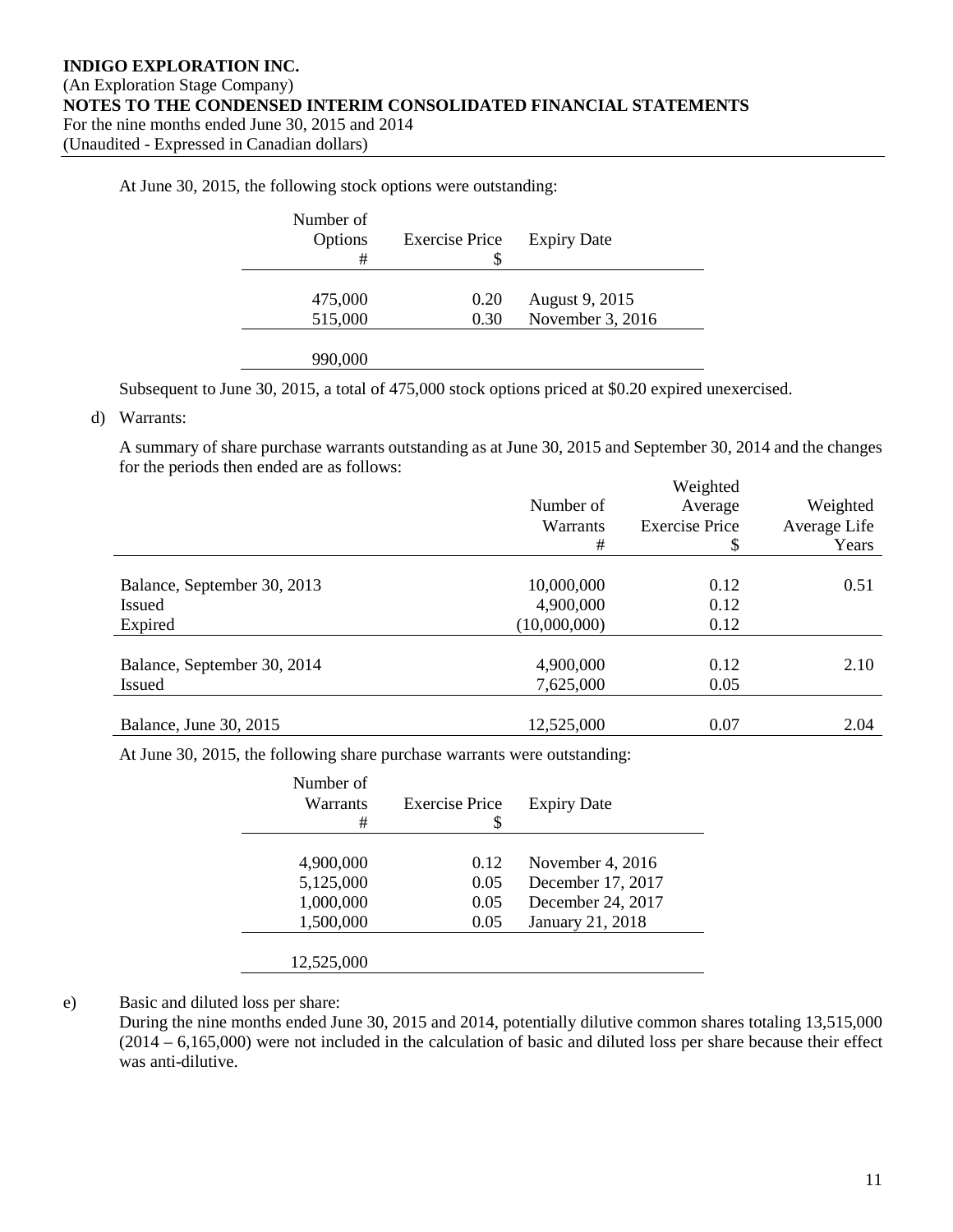At June 30, 2015, the following stock options were outstanding:

| Number of Options # | Exercise Price $ | Expiry Date |
|---|---|---|
| 475,000 | 0.20 | August 9, 2015 |
| 515,000 | 0.30 | November 3, 2016 |
| 990,000 | | |

Subsequent to June 30, 2015, a total of 475,000 stock options priced at $0.20 expired unexercised.

d) Warrants:

A summary of share purchase warrants outstanding as at June 30, 2015 and September 30, 2014 and the changes for the periods then ended are as follows:

| | Number of Warrants # | Weighted Average Exercise Price $ | Weighted Average Life Years |
|---|---|---|---|
| Balance, September 30, 2013 | 10,000,000 | 0.12 | 0.51 |
| Issued | 4,900,000 | 0.12 | |
| Expired | (10,000,000) | 0.12 | |
| Balance, September 30, 2014 | 4,900,000 | 0.12 | 2.10 |
| Issued | 7,625,000 | 0.05 | |
| Balance, June 30, 2015 | 12,525,000 | 0.07 | 2.04 |

At June 30, 2015, the following share purchase warrants were outstanding:

| Number of Warrants # | Exercise Price $ | Expiry Date |
|---|---|---|
| 4,900,000 | 0.12 | November 4, 2016 |
| 5,125,000 | 0.05 | December 17, 2017 |
| 1,000,000 | 0.05 | December 24, 2017 |
| 1,500,000 | 0.05 | January 21, 2018 |
| 12,525,000 | | |

e) Basic and diluted loss per share:

During the nine months ended June 30, 2015 and 2014, potentially dilutive common shares totaling 13,515,000 (2014 – 6,165,000) were not included in the calculation of basic and diluted loss per share because their effect was anti-dilutive.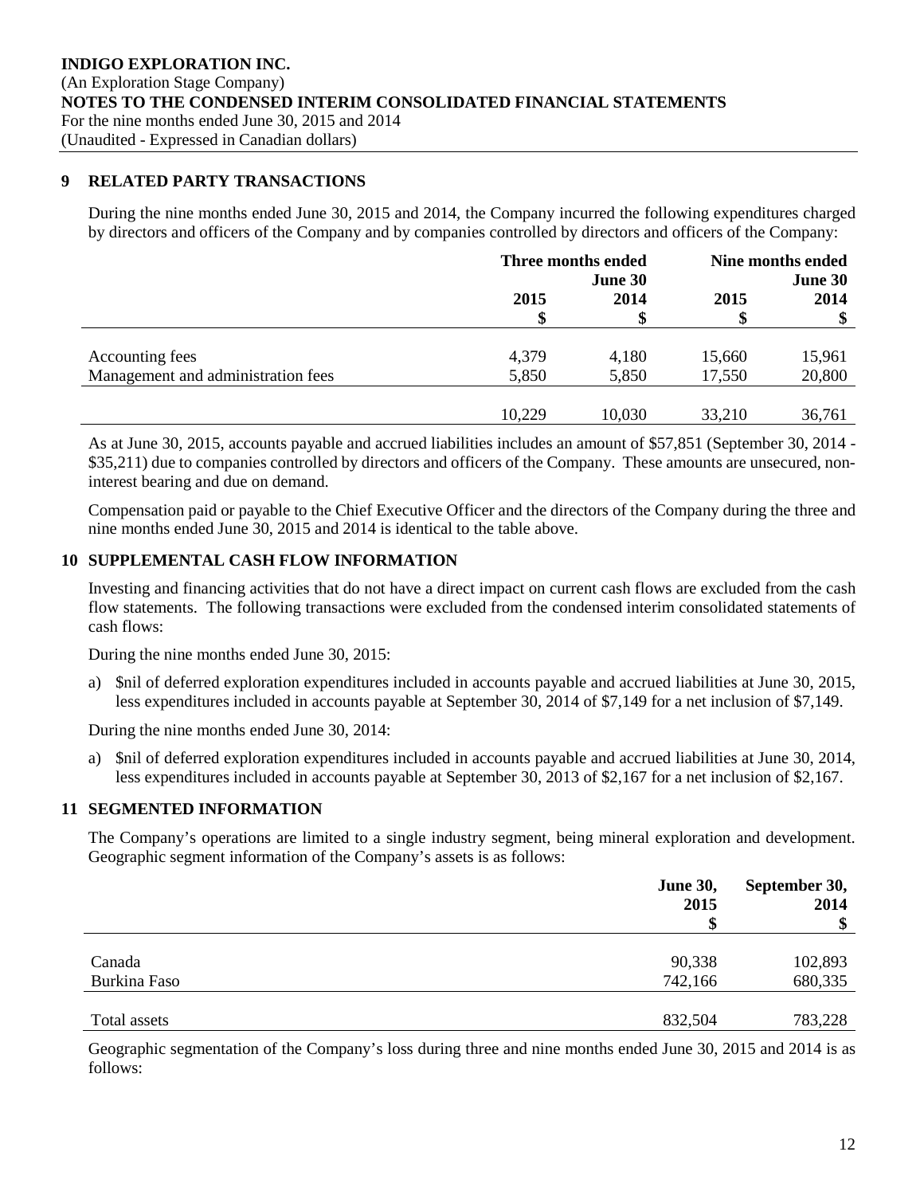INDIGO EXPLORATION INC.
(An Exploration Stage Company)
NOTES TO THE CONDENSED INTERIM CONSOLIDATED FINANCIAL STATEMENTS
For the nine months ended June 30, 2015 and 2014
(Unaudited - Expressed in Canadian dollars)

## 9 RELATED PARTY TRANSACTIONS

During the nine months ended June 30, 2015 and 2014, the Company incurred the following expenditures charged by directors and officers of the Company and by companies controlled by directors and officers of the Company:

| | Three months ended June 30 | | Nine months ended June 30 | |
|---|---|---|---|---|
| | 2015 $ | 2014 $ | 2015 $ | 2014 $ |
| Accounting fees | 4,379 | 4,180 | 15,660 | 15,961 |
| Management and administration fees | 5,850 | 5,850 | 17,550 | 20,800 |
| | 10,229 | 10,030 | 33,210 | 36,761 |

As at June 30, 2015, accounts payable and accrued liabilities includes an amount of $57,851 (September 30, 2014 - $35,211) due to companies controlled by directors and officers of the Company. These amounts are unsecured, non-interest bearing and due on demand.

Compensation paid or payable to the Chief Executive Officer and the directors of the Company during the three and nine months ended June 30, 2015 and 2014 is identical to the table above.

## 10 SUPPLEMENTAL CASH FLOW INFORMATION

Investing and financing activities that do not have a direct impact on current cash flows are excluded from the cash flow statements. The following transactions were excluded from the condensed interim consolidated statements of cash flows:

During the nine months ended June 30, 2015:

a) $nil of deferred exploration expenditures included in accounts payable and accrued liabilities at June 30, 2015, less expenditures included in accounts payable at September 30, 2014 of $7,149 for a net inclusion of $7,149.

During the nine months ended June 30, 2014:

a) $nil of deferred exploration expenditures included in accounts payable and accrued liabilities at June 30, 2014, less expenditures included in accounts payable at September 30, 2013 of $2,167 for a net inclusion of $2,167.

## 11 SEGMENTED INFORMATION

The Company's operations are limited to a single industry segment, being mineral exploration and development. Geographic segment information of the Company's assets is as follows:

| | June 30, 2015 $ | September 30, 2014 $ |
|---|---|---|
| Canada | 90,338 | 102,893 |
| Burkina Faso | 742,166 | 680,335 |
| Total assets | 832,504 | 783,228 |

Geographic segmentation of the Company's loss during three and nine months ended June 30, 2015 and 2014 is as follows: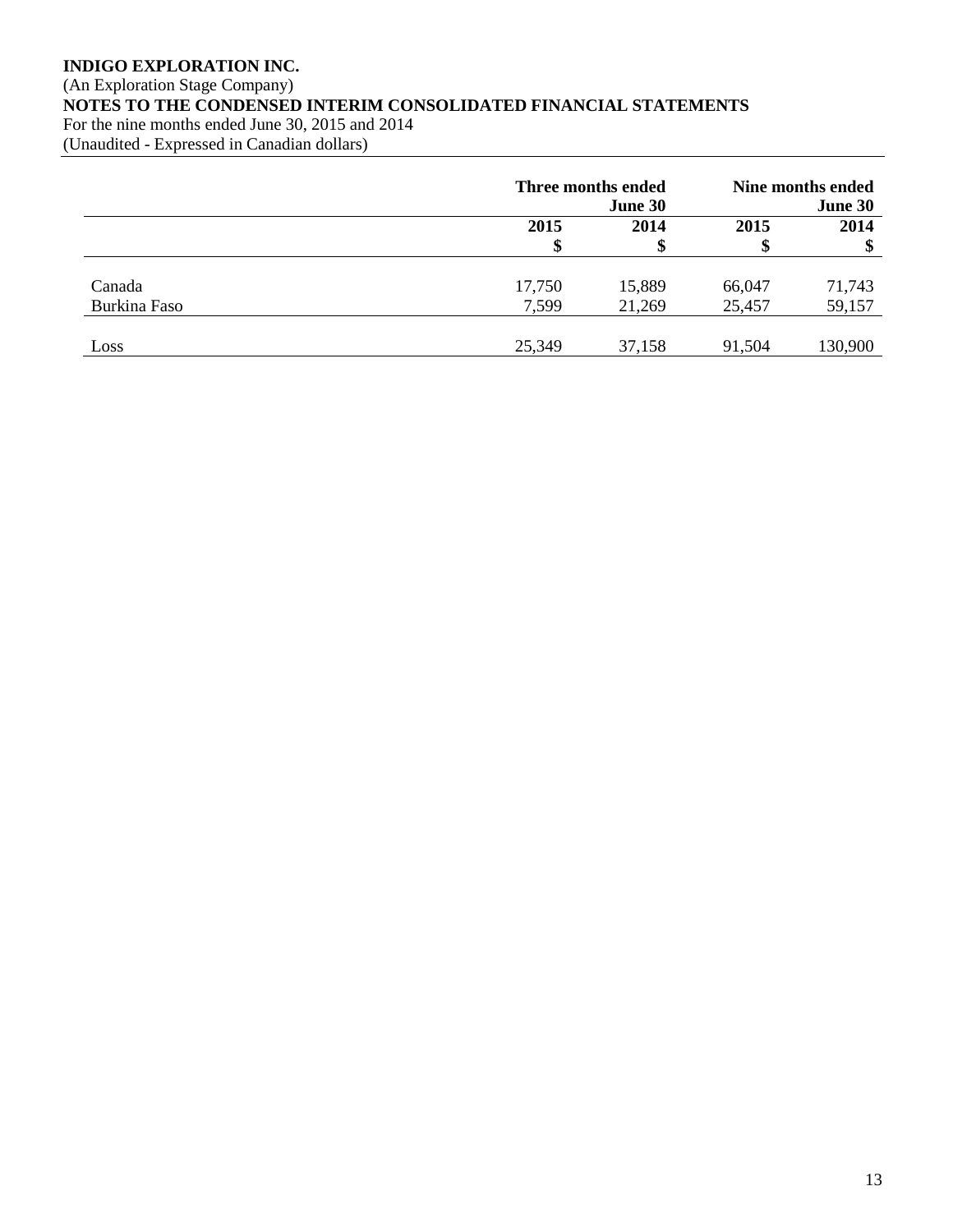**INDIGO EXPLORATION INC.**
(An Exploration Stage Company)
**NOTES TO THE CONDENSED INTERIM CONSOLIDATED FINANCIAL STATEMENTS**
For the nine months ended June 30, 2015 and 2014
(Unaudited - Expressed in Canadian dollars)

| | Three months ended June 30 | | Nine months ended June 30 | |
|---|---|---|---|---|
| | **2015** **$** | **2014** **$** | **2015** **$** | **2014** **$** |
| Canada | 17,750 | 15,889 | 66,047 | 71,743 |
| Burkina Faso | 7,599 | 21,269 | 25,457 | 59,157 |
| Loss | 25,349 | 37,158 | 91,504 | 130,900 |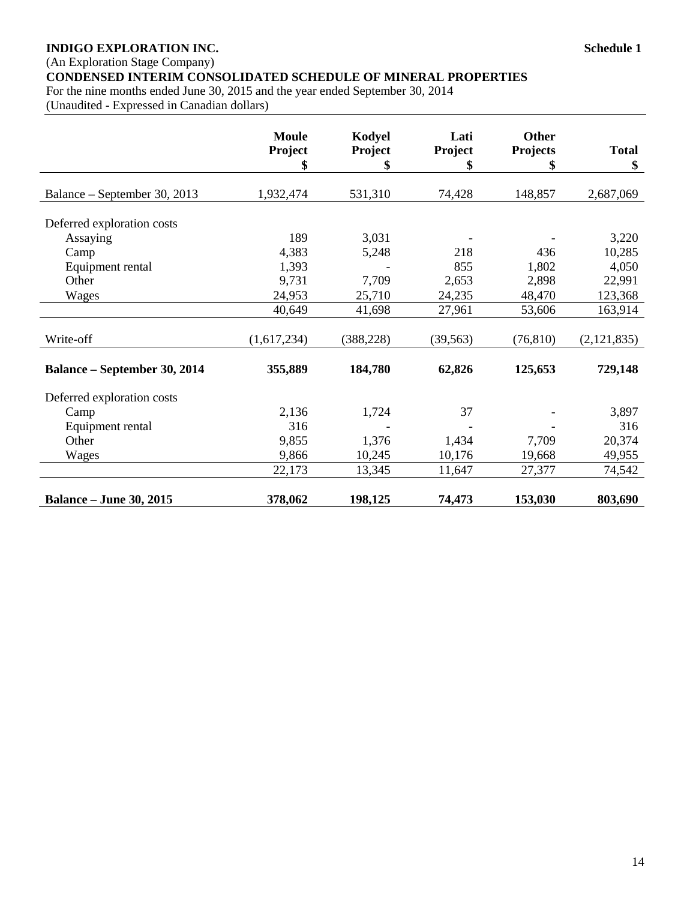**INDIGO EXPLORATION INC.** **Schedule 1**

(An Exploration Stage Company)

**CONDENSED INTERIM CONSOLIDATED SCHEDULE OF MINERAL PROPERTIES**

For the nine months ended June 30, 2015 and the year ended September 30, 2014

(Unaudited - Expressed in Canadian dollars)

| | Moule Project $ | Kodyel Project $ | Lati Project $ | Other Projects $ | Total $ |
|---|---|---|---|---|---|
| Balance – September 30, 2013 | 1,932,474 | 531,310 | 74,428 | 148,857 | 2,687,069 |
| Deferred exploration costs | | | | | |
| Assaying | 189 | 3,031 | - | - | 3,220 |
| Camp | 4,383 | 5,248 | 218 | 436 | 10,285 |
| Equipment rental | 1,393 | - | 855 | 1,802 | 4,050 |
| Other | 9,731 | 7,709 | 2,653 | 2,898 | 22,991 |
| Wages | 24,953 | 25,710 | 24,235 | 48,470 | 123,368 |
| | 40,649 | 41,698 | 27,961 | 53,606 | 163,914 |
| Write-off | (1,617,234) | (388,228) | (39,563) | (76,810) | (2,121,835) |
| **Balance – September 30, 2014** | **355,889** | **184,780** | **62,826** | **125,653** | **729,148** |
| Deferred exploration costs | | | | | |
| Camp | 2,136 | 1,724 | 37 | - | 3,897 |
| Equipment rental | 316 | - | - | - | 316 |
| Other | 9,855 | 1,376 | 1,434 | 7,709 | 20,374 |
| Wages | 9,866 | 10,245 | 10,176 | 19,668 | 49,955 |
| | 22,173 | 13,345 | 11,647 | 27,377 | 74,542 |
| **Balance – June 30, 2015** | **378,062** | **198,125** | **74,473** | **153,030** | **803,690** |